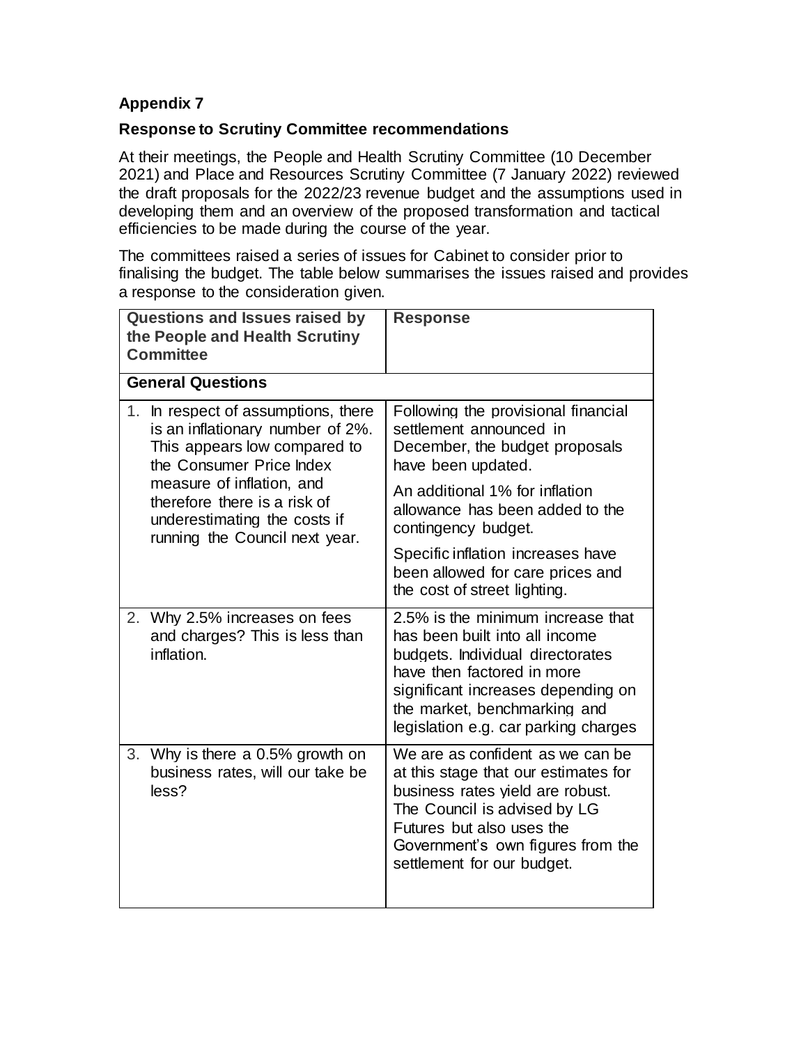**Appendix 7**

**Response to Scrutiny Committee recommendations**

At their meetings, the People and Health Scrutiny Committee (10 December 2021) and Place and Resources Scrutiny Committee (7 January 2022) reviewed the draft proposals for the 2022/23 revenue budget and the assumptions used in developing them and an overview of the proposed transformation and tactical efficiencies to be made during the course of the year.

The committees raised a series of issues for Cabinet to consider prior to finalising the budget. The table below summarises the issues raised and provides a response to the consideration given.

| Questions and Issues raised by the People and Health Scrutiny Committee | Response |
|---|---|
| **General Questions** | |
| 1. In respect of assumptions, there is an inflationary number of 2%. This appears low compared to the Consumer Price Index measure of inflation, and therefore there is a risk of underestimating the costs if running the Council next year. | Following the provisional financial settlement announced in December, the budget proposals have been updated.<br><br>An additional 1% for inflation allowance has been added to the contingency budget.<br><br>Specific inflation increases have been allowed for care prices and the cost of street lighting. |
| 2. Why 2.5% increases on fees and charges? This is less than inflation. | 2.5% is the minimum increase that has been built into all income budgets. Individual directorates have then factored in more significant increases depending on the market, benchmarking and legislation e.g. car parking charges |
| 3. Why is there a 0.5% growth on business rates, will our take be less? | We are as confident as we can be at this stage that our estimates for business rates yield are robust. The Council is advised by LG Futures but also uses the Government's own figures from the settlement for our budget. |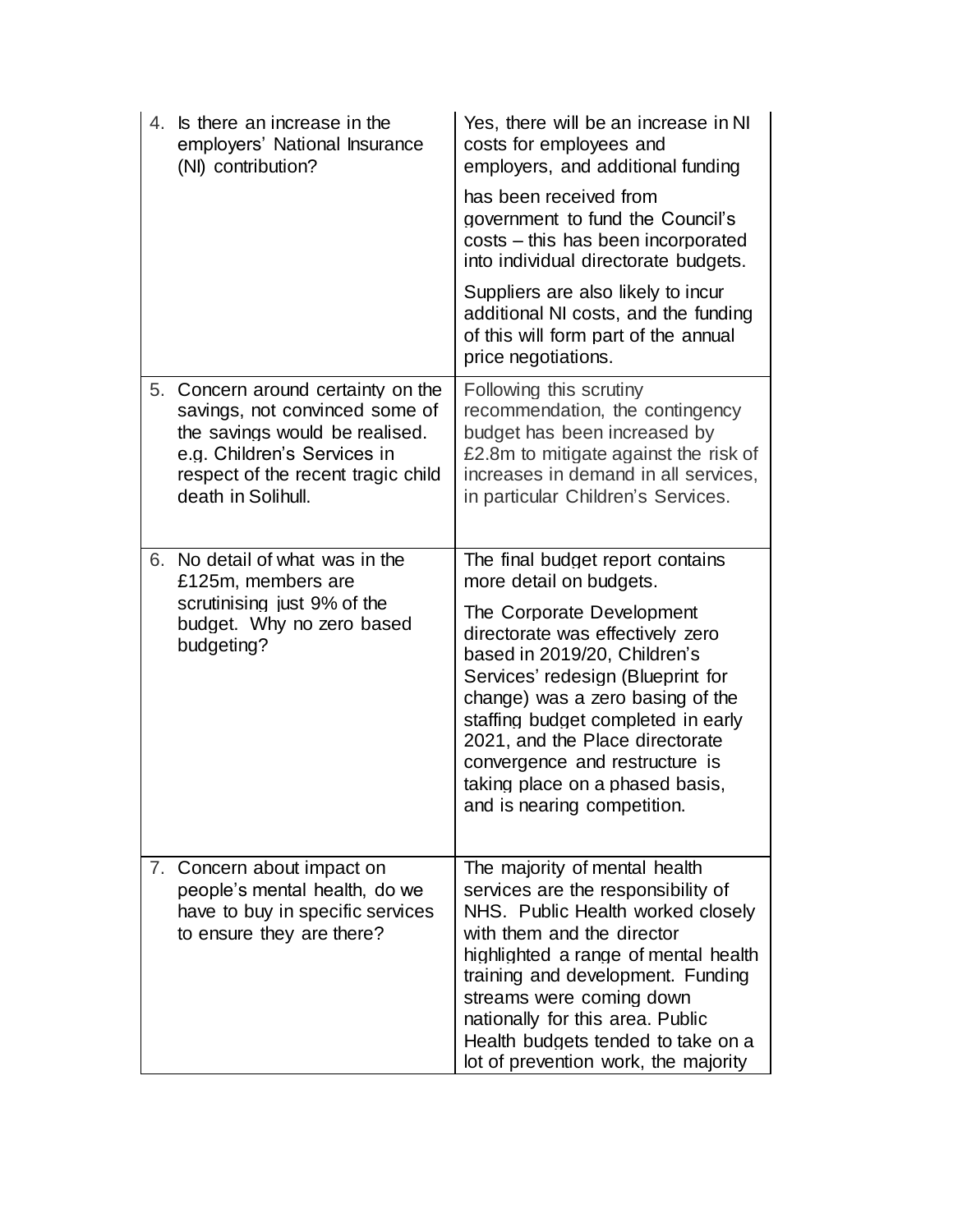| | |
|---|---|
| 4. Is there an increase in the employers' National Insurance (NI) contribution? | Yes, there will be an increase in NI costs for employees and employers, and additional funding has been received from government to fund the Council's costs – this has been incorporated into individual directorate budgets.<br><br>Suppliers are also likely to incur additional NI costs, and the funding of this will form part of the annual price negotiations. |
| 5. Concern around certainty on the savings, not convinced some of the savings would be realised. e.g. Children's Services in respect of the recent tragic child death in Solihull. | Following this scrutiny recommendation, the contingency budget has been increased by £2.8m to mitigate against the risk of increases in demand in all services, in particular Children's Services. |
| 6. No detail of what was in the £125m, members are scrutinising just 9% of the budget. Why no zero based budgeting? | The final budget report contains more detail on budgets.<br><br>The Corporate Development directorate was effectively zero based in 2019/20, Children's Services' redesign (Blueprint for change) was a zero basing of the staffing budget completed in early 2021, and the Place directorate convergence and restructure is taking place on a phased basis, and is nearing competition. |
| 7. Concern about impact on people's mental health, do we have to buy in specific services to ensure they are there? | The majority of mental health services are the responsibility of NHS. Public Health worked closely with them and the director highlighted a range of mental health training and development. Funding streams were coming down nationally for this area. Public Health budgets tended to take on a lot of prevention work, the majority |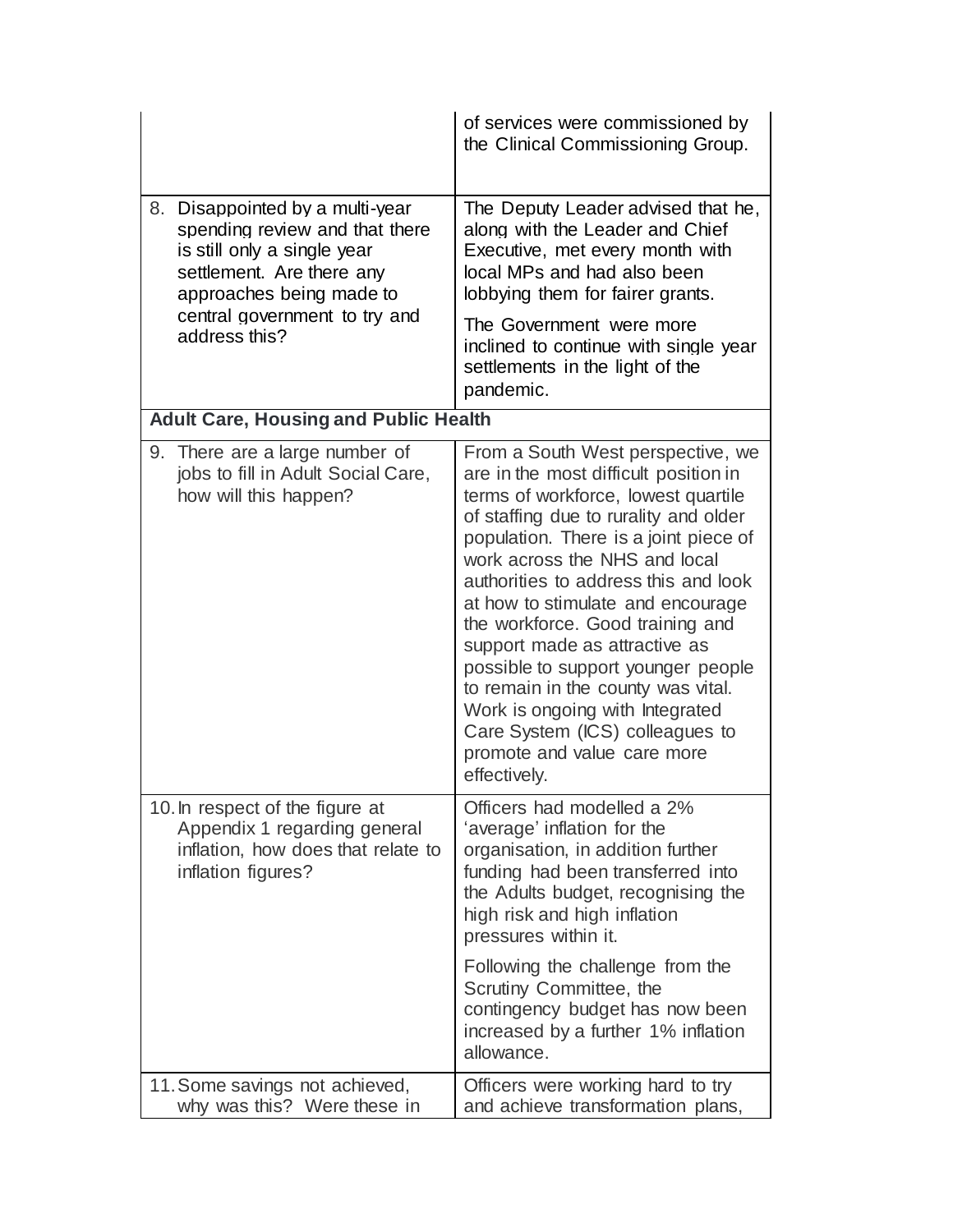| | |
|---|---|
| | of services were commissioned by the Clinical Commissioning Group. |
| 8. Disappointed by a multi-year spending review and that there is still only a single year settlement. Are there any approaches being made to central government to try and address this? | The Deputy Leader advised that he, along with the Leader and Chief Executive, met every month with local MPs and had also been lobbying them for fairer grants.<br><br>The Government were more inclined to continue with single year settlements in the light of the pandemic. |
| **Adult Care, Housing and Public Health** | |
| 9. There are a large number of jobs to fill in Adult Social Care, how will this happen? | From a South West perspective, we are in the most difficult position in terms of workforce, lowest quartile of staffing due to rurality and older population. There is a joint piece of work across the NHS and local authorities to address this and look at how to stimulate and encourage the workforce. Good training and support made as attractive as possible to support younger people to remain in the county was vital. Work is ongoing with Integrated Care System (ICS) colleagues to promote and value care more effectively. |
| 10. In respect of the figure at Appendix 1 regarding general inflation, how does that relate to inflation figures? | Officers had modelled a 2% 'average' inflation for the organisation, in addition further funding had been transferred into the Adults budget, recognising the high risk and high inflation pressures within it.<br><br>Following the challenge from the Scrutiny Committee, the contingency budget has now been increased by a further 1% inflation allowance. |
| 11. Some savings not achieved, why was this? Were these in | Officers were working hard to try and achieve transformation plans, |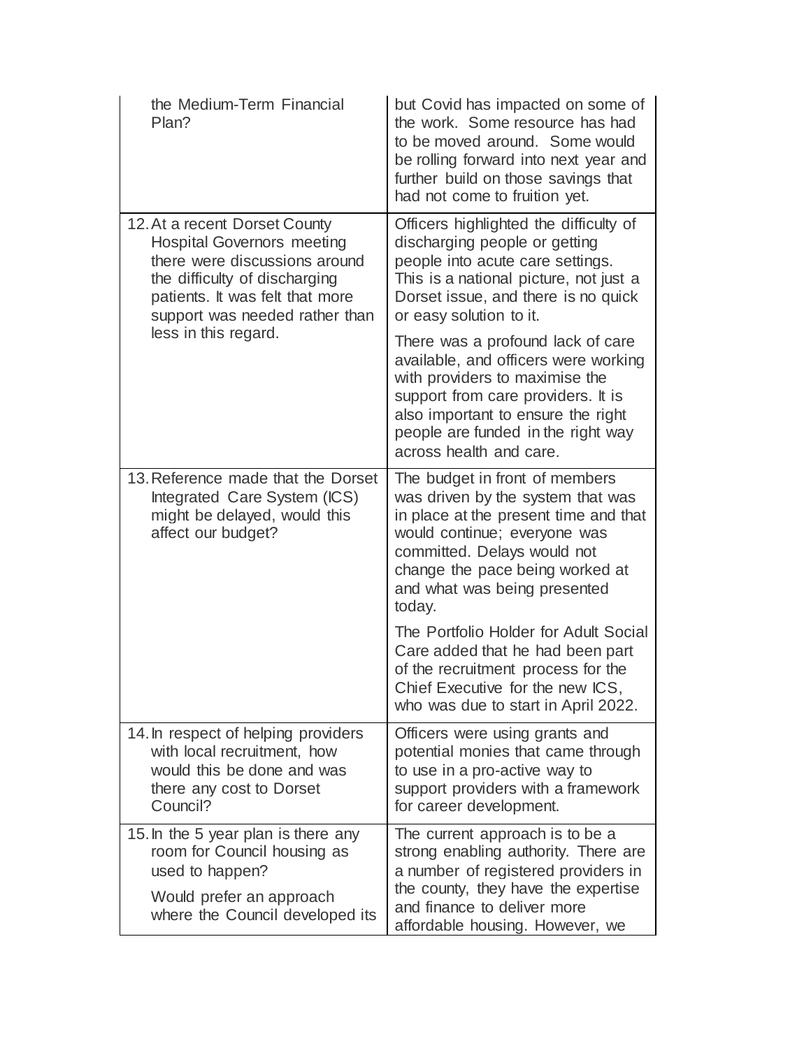| | |
|---|---|
| the Medium-Term Financial Plan? | but Covid has impacted on some of the work. Some resource has had to be moved around. Some would be rolling forward into next year and further build on those savings that had not come to fruition yet. |
| 12. At a recent Dorset County Hospital Governors meeting there were discussions around the difficulty of discharging patients. It was felt that more support was needed rather than less in this regard. | Officers highlighted the difficulty of discharging people or getting people into acute care settings. This is a national picture, not just a Dorset issue, and there is no quick or easy solution to it.<br><br>There was a profound lack of care available, and officers were working with providers to maximise the support from care providers. It is also important to ensure the right people are funded in the right way across health and care. |
| 13. Reference made that the Dorset Integrated Care System (ICS) might be delayed, would this affect our budget? | The budget in front of members was driven by the system that was in place at the present time and that would continue; everyone was committed. Delays would not change the pace being worked at and what was being presented today.<br><br>The Portfolio Holder for Adult Social Care added that he had been part of the recruitment process for the Chief Executive for the new ICS, who was due to start in April 2022. |
| 14. In respect of helping providers with local recruitment, how would this be done and was there any cost to Dorset Council? | Officers were using grants and potential monies that came through to use in a pro-active way to support providers with a framework for career development. |
| 15. In the 5 year plan is there any room for Council housing as used to happen?<br><br>Would prefer an approach where the Council developed its | The current approach is to be a strong enabling authority. There are a number of registered providers in the county, they have the expertise and finance to deliver more affordable housing. However, we |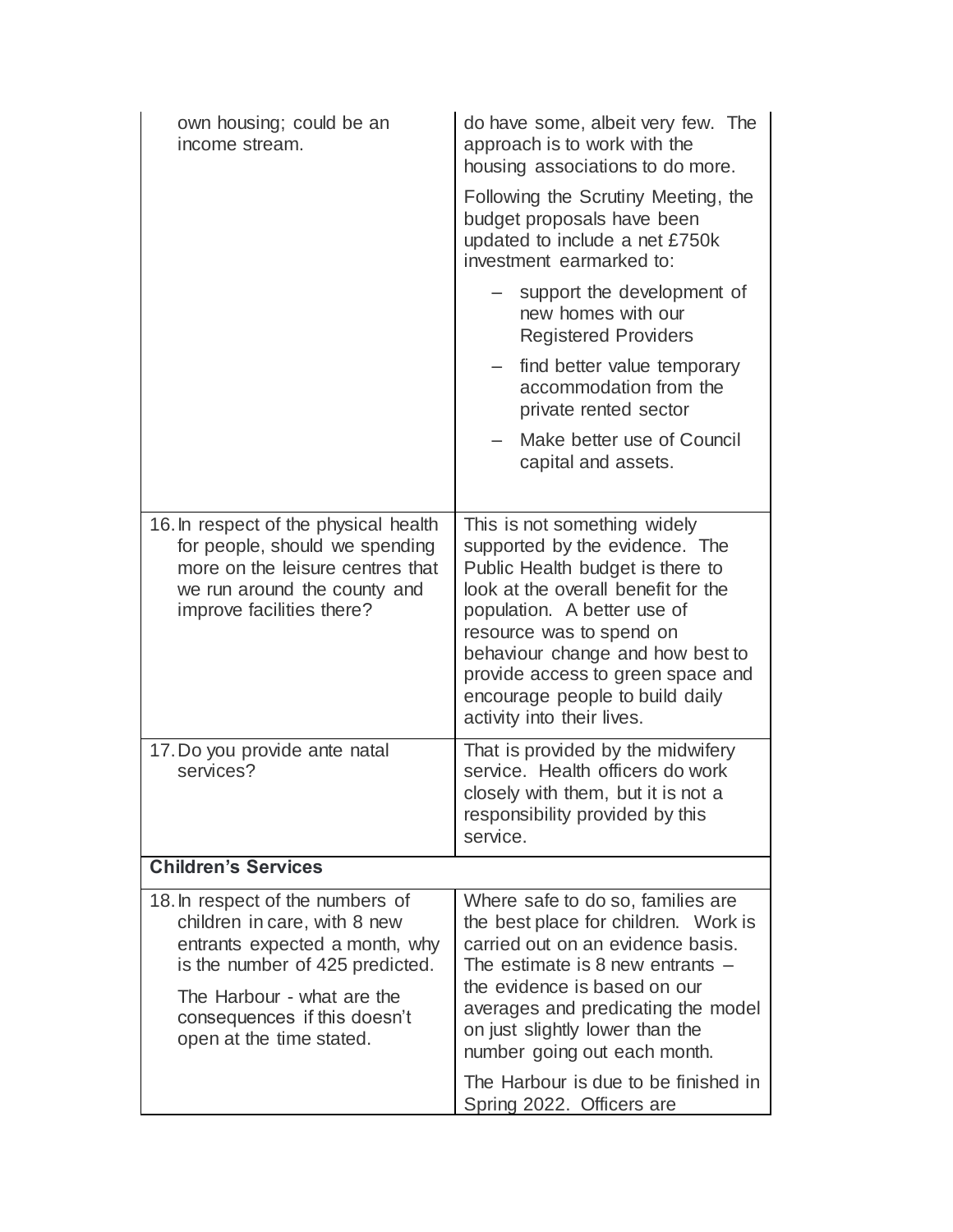| | |
|---|---|
| own housing; could be an income stream. | do have some, albeit very few. The approach is to work with the housing associations to do more.<br><br>Following the Scrutiny Meeting, the budget proposals have been updated to include a net £750k investment earmarked to:<br><br>– support the development of new homes with our Registered Providers<br><br>– find better value temporary accommodation from the private rented sector<br><br>– Make better use of Council capital and assets. |
| 16. In respect of the physical health for people, should we spending more on the leisure centres that we run around the county and improve facilities there? | This is not something widely supported by the evidence. The Public Health budget is there to look at the overall benefit for the population. A better use of resource was to spend on behaviour change and how best to provide access to green space and encourage people to build daily activity into their lives. |
| 17. Do you provide ante natal services? | That is provided by the midwifery service. Health officers do work closely with them, but it is not a responsibility provided by this service. |
| **Children's Services** | |
| 18. In respect of the numbers of children in care, with 8 new entrants expected a month, why is the number of 425 predicted.<br><br>The Harbour - what are the consequences if this doesn't open at the time stated. | Where safe to do so, families are the best place for children. Work is carried out on an evidence basis. The estimate is 8 new entrants – the evidence is based on our averages and predicating the model on just slightly lower than the number going out each month.<br><br>The Harbour is due to be finished in Spring 2022. Officers are |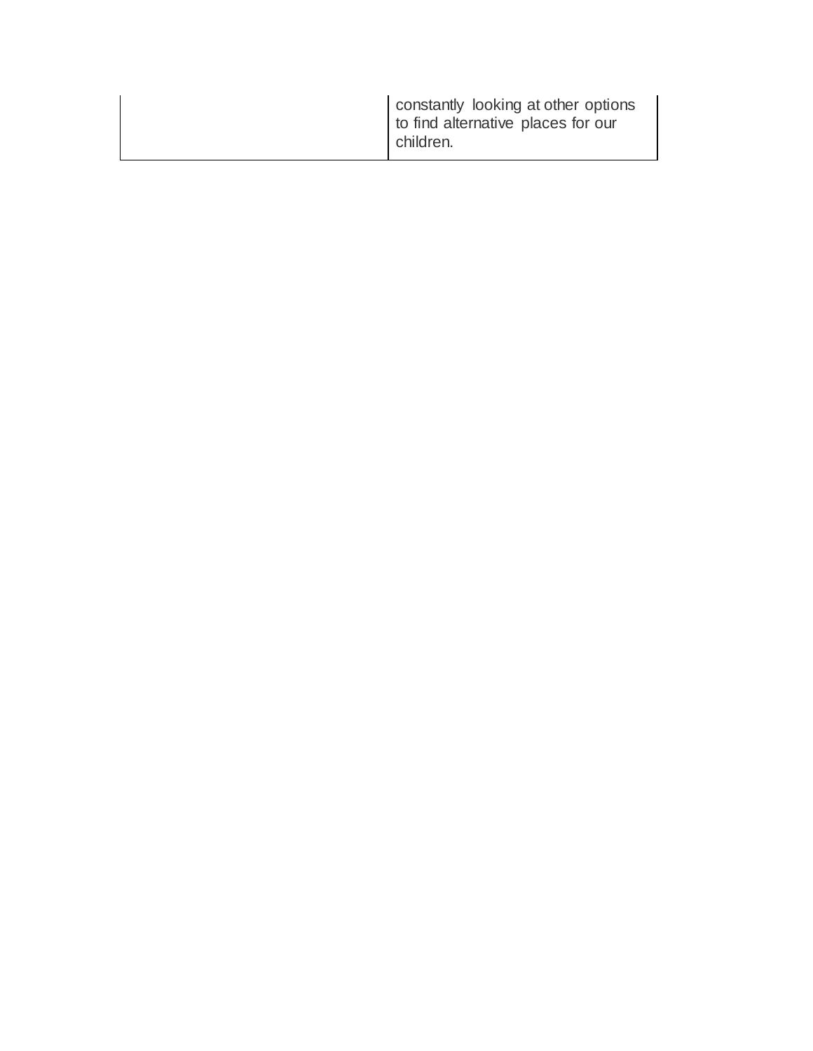| | |
|---|---|
| | constantly looking at other options to find alternative places for our children. |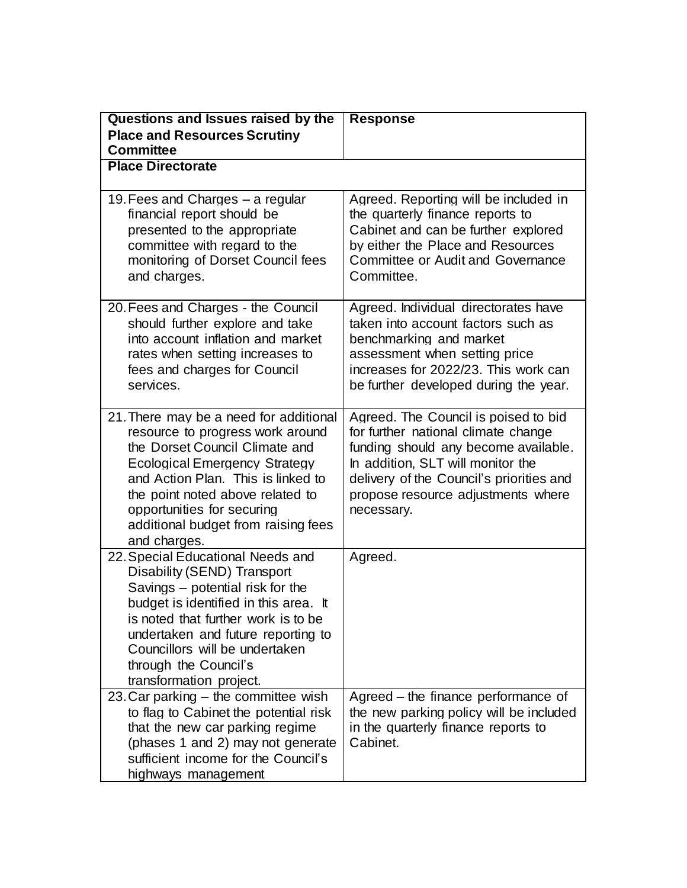| Questions and Issues raised by the Place and Resources Scrutiny Committee | Response |
|---|---|
| **Place Directorate** | |
| 19. Fees and Charges – a regular financial report should be presented to the appropriate committee with regard to the monitoring of Dorset Council fees and charges. | Agreed. Reporting will be included in the quarterly finance reports to Cabinet and can be further explored by either the Place and Resources Committee or Audit and Governance Committee. |
| 20. Fees and Charges - the Council should further explore and take into account inflation and market rates when setting increases to fees and charges for Council services. | Agreed. Individual directorates have taken into account factors such as benchmarking and market assessment when setting price increases for 2022/23. This work can be further developed during the year. |
| 21. There may be a need for additional resource to progress work around the Dorset Council Climate and Ecological Emergency Strategy and Action Plan. This is linked to the point noted above related to opportunities for securing additional budget from raising fees and charges. | Agreed. The Council is poised to bid for further national climate change funding should any become available. In addition, SLT will monitor the delivery of the Council's priorities and propose resource adjustments where necessary. |
| 22. Special Educational Needs and Disability (SEND) Transport Savings – potential risk for the budget is identified in this area. It is noted that further work is to be undertaken and future reporting to Councillors will be undertaken through the Council's transformation project. | Agreed. |
| 23. Car parking – the committee wish to flag to Cabinet the potential risk that the new car parking regime (phases 1 and 2) may not generate sufficient income for the Council's highways management | Agreed – the finance performance of the new parking policy will be included in the quarterly finance reports to Cabinet. |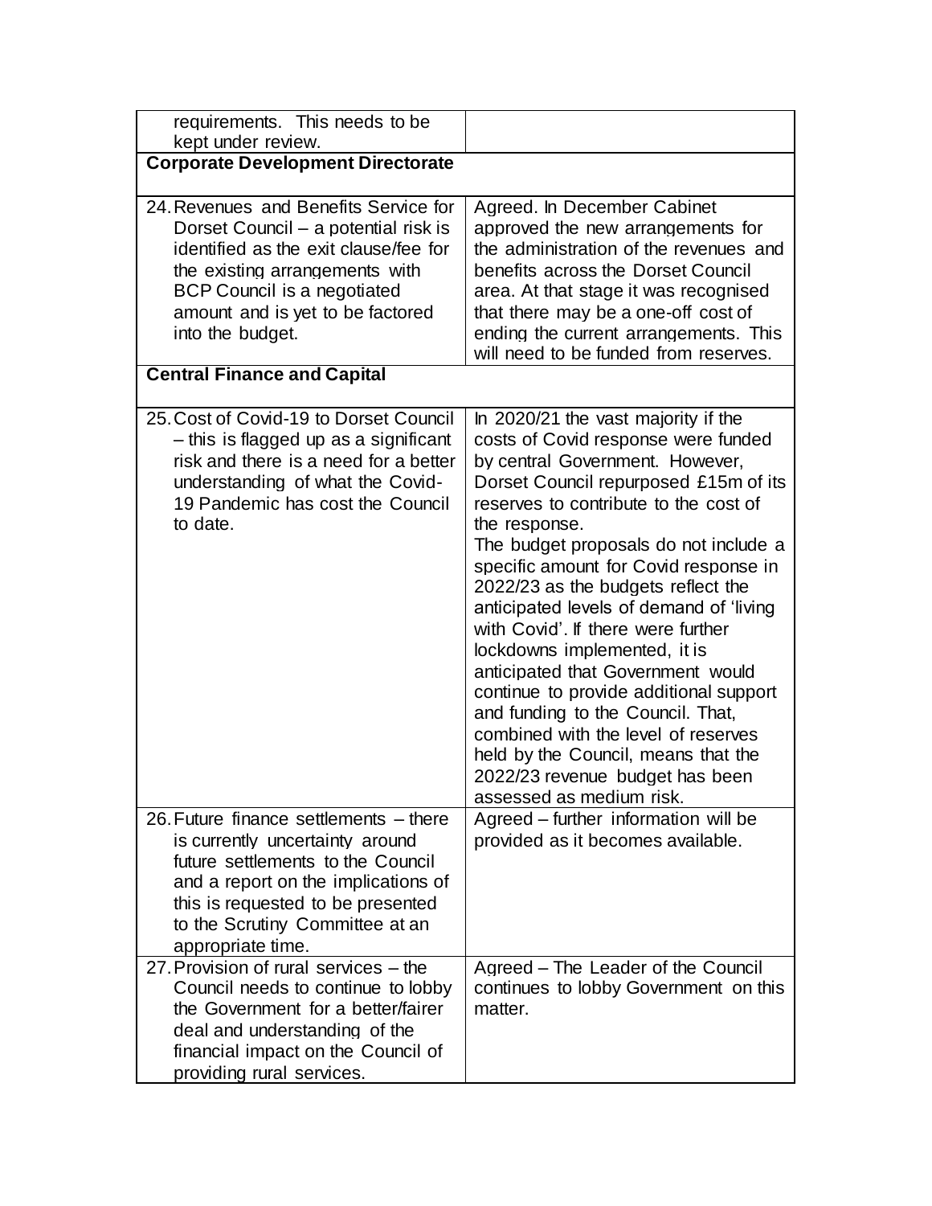| | |
|---|---|
| requirements. This needs to be kept under review. | |
| **Corporate Development Directorate** | |
| 24. Revenues and Benefits Service for Dorset Council – a potential risk is identified as the exit clause/fee for the existing arrangements with BCP Council is a negotiated amount and is yet to be factored into the budget. | Agreed. In December Cabinet approved the new arrangements for the administration of the revenues and benefits across the Dorset Council area. At that stage it was recognised that there may be a one-off cost of ending the current arrangements. This will need to be funded from reserves. |
| **Central Finance and Capital** | |
| 25. Cost of Covid-19 to Dorset Council – this is flagged up as a significant risk and there is a need for a better understanding of what the Covid-19 Pandemic has cost the Council to date. | In 2020/21 the vast majority if the costs of Covid response were funded by central Government. However, Dorset Council repurposed £15m of its reserves to contribute to the cost of the response.<br>The budget proposals do not include a specific amount for Covid response in 2022/23 as the budgets reflect the anticipated levels of demand of 'living with Covid'. If there were further lockdowns implemented, it is anticipated that Government would continue to provide additional support and funding to the Council. That, combined with the level of reserves held by the Council, means that the 2022/23 revenue budget has been assessed as medium risk. |
| 26. Future finance settlements – there is currently uncertainty around future settlements to the Council and a report on the implications of this is requested to be presented to the Scrutiny Committee at an appropriate time. | Agreed – further information will be provided as it becomes available. |
| 27. Provision of rural services – the Council needs to continue to lobby the Government for a better/fairer deal and understanding of the financial impact on the Council of providing rural services. | Agreed – The Leader of the Council continues to lobby Government on this matter. |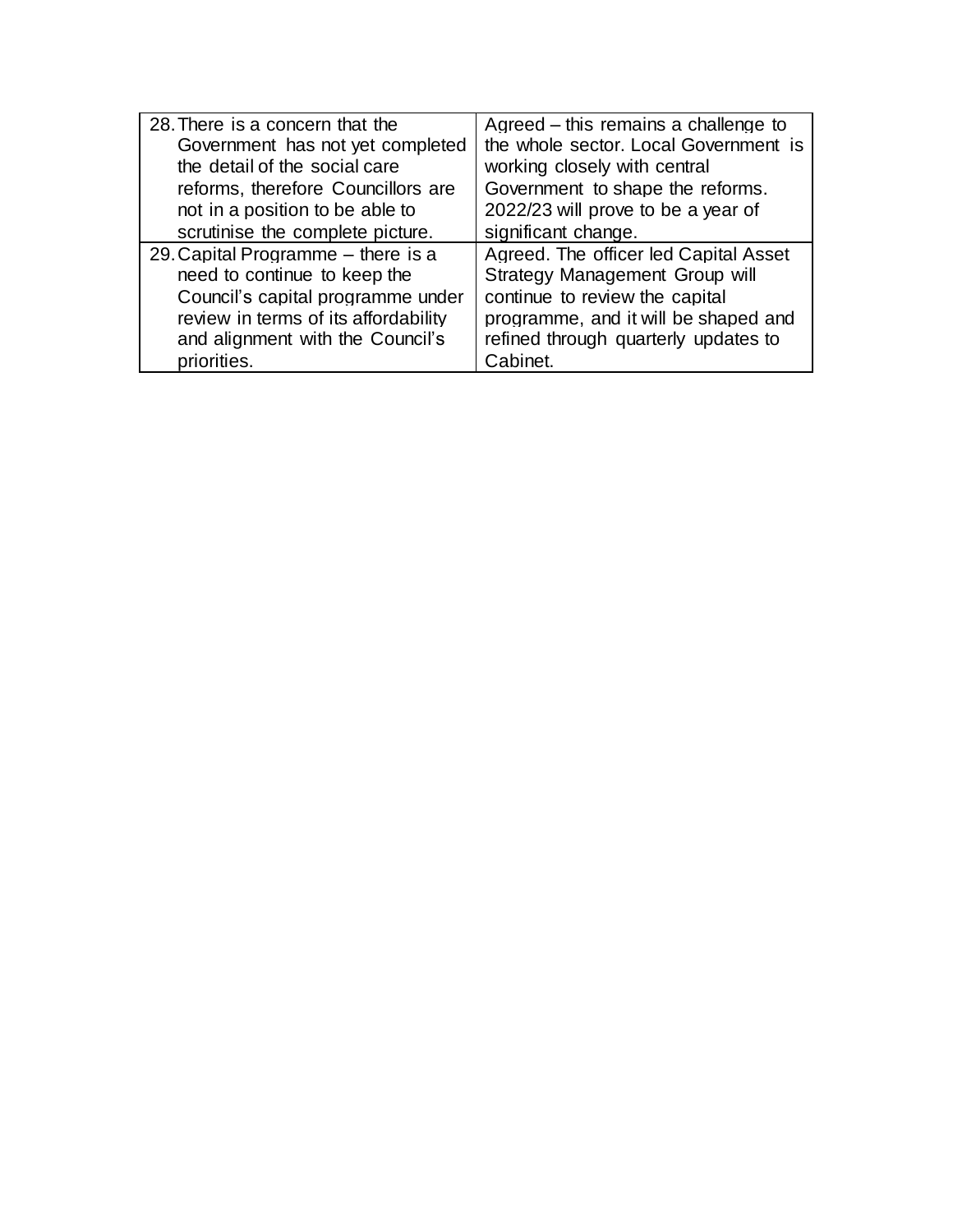| | |
|---|---|
| 28. There is a concern that the Government has not yet completed the detail of the social care reforms, therefore Councillors are not in a position to be able to scrutinise the complete picture. | Agreed – this remains a challenge to the whole sector. Local Government is working closely with central Government to shape the reforms. 2022/23 will prove to be a year of significant change. |
| 29. Capital Programme – there is a need to continue to keep the Council's capital programme under review in terms of its affordability and alignment with the Council's priorities. | Agreed. The officer led Capital Asset Strategy Management Group will continue to review the capital programme, and it will be shaped and refined through quarterly updates to Cabinet. |